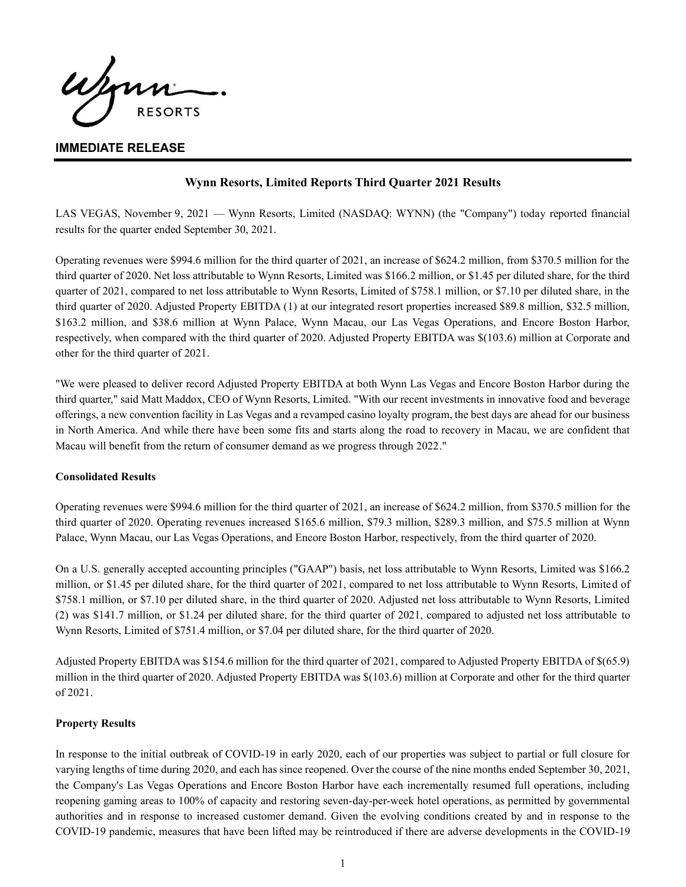**Wynn RESORTS**

## IMMEDIATE RELEASE

# Wynn Resorts, Limited Reports Third Quarter 2021 Results

LAS VEGAS, November 9, 2021 — Wynn Resorts, Limited (NASDAQ: WYNN) (the "Company") today reported financial results for the quarter ended September 30, 2021.

Operating revenues were $994.6 million for the third quarter of 2021, an increase of $624.2 million, from $370.5 million for the third quarter of 2020. Net loss attributable to Wynn Resorts, Limited was $166.2 million, or $1.45 per diluted share, for the third quarter of 2021, compared to net loss attributable to Wynn Resorts, Limited of $758.1 million, or $7.10 per diluted share, in the third quarter of 2020. Adjusted Property EBITDA (1) at our integrated resort properties increased $89.8 million, $32.5 million, $163.2 million, and $38.6 million at Wynn Palace, Wynn Macau, our Las Vegas Operations, and Encore Boston Harbor, respectively, when compared with the third quarter of 2020. Adjusted Property EBITDA was $(103.6) million at Corporate and other for the third quarter of 2021.

"We were pleased to deliver record Adjusted Property EBITDA at both Wynn Las Vegas and Encore Boston Harbor during the third quarter," said Matt Maddox, CEO of Wynn Resorts, Limited. "With our recent investments in innovative food and beverage offerings, a new convention facility in Las Vegas and a revamped casino loyalty program, the best days are ahead for our business in North America. And while there have been some fits and starts along the road to recovery in Macau, we are confident that Macau will benefit from the return of consumer demand as we progress through 2022."

**Consolidated Results**

Operating revenues were $994.6 million for the third quarter of 2021, an increase of $624.2 million, from $370.5 million for the third quarter of 2020. Operating revenues increased $165.6 million, $79.3 million, $289.3 million, and $75.5 million at Wynn Palace, Wynn Macau, our Las Vegas Operations, and Encore Boston Harbor, respectively, from the third quarter of 2020.

On a U.S. generally accepted accounting principles ("GAAP") basis, net loss attributable to Wynn Resorts, Limited was $166.2 million, or $1.45 per diluted share, for the third quarter of 2021, compared to net loss attributable to Wynn Resorts, Limited of $758.1 million, or $7.10 per diluted share, in the third quarter of 2020. Adjusted net loss attributable to Wynn Resorts, Limited (2) was $141.7 million, or $1.24 per diluted share, for the third quarter of 2021, compared to adjusted net loss attributable to Wynn Resorts, Limited of $751.4 million, or $7.04 per diluted share, for the third quarter of 2020.

Adjusted Property EBITDA was $154.6 million for the third quarter of 2021, compared to Adjusted Property EBITDA of $(65.9) million in the third quarter of 2020. Adjusted Property EBITDA was $(103.6) million at Corporate and other for the third quarter of 2021.

**Property Results**

In response to the initial outbreak of COVID-19 in early 2020, each of our properties was subject to partial or full closure for varying lengths of time during 2020, and each has since reopened. Over the course of the nine months ended September 30, 2021, the Company's Las Vegas Operations and Encore Boston Harbor have each incrementally resumed full operations, including reopening gaming areas to 100% of capacity and restoring seven-day-per-week hotel operations, as permitted by governmental authorities and in response to increased customer demand. Given the evolving conditions created by and in response to the COVID-19 pandemic, measures that have been lifted may be reintroduced if there are adverse developments in the COVID-19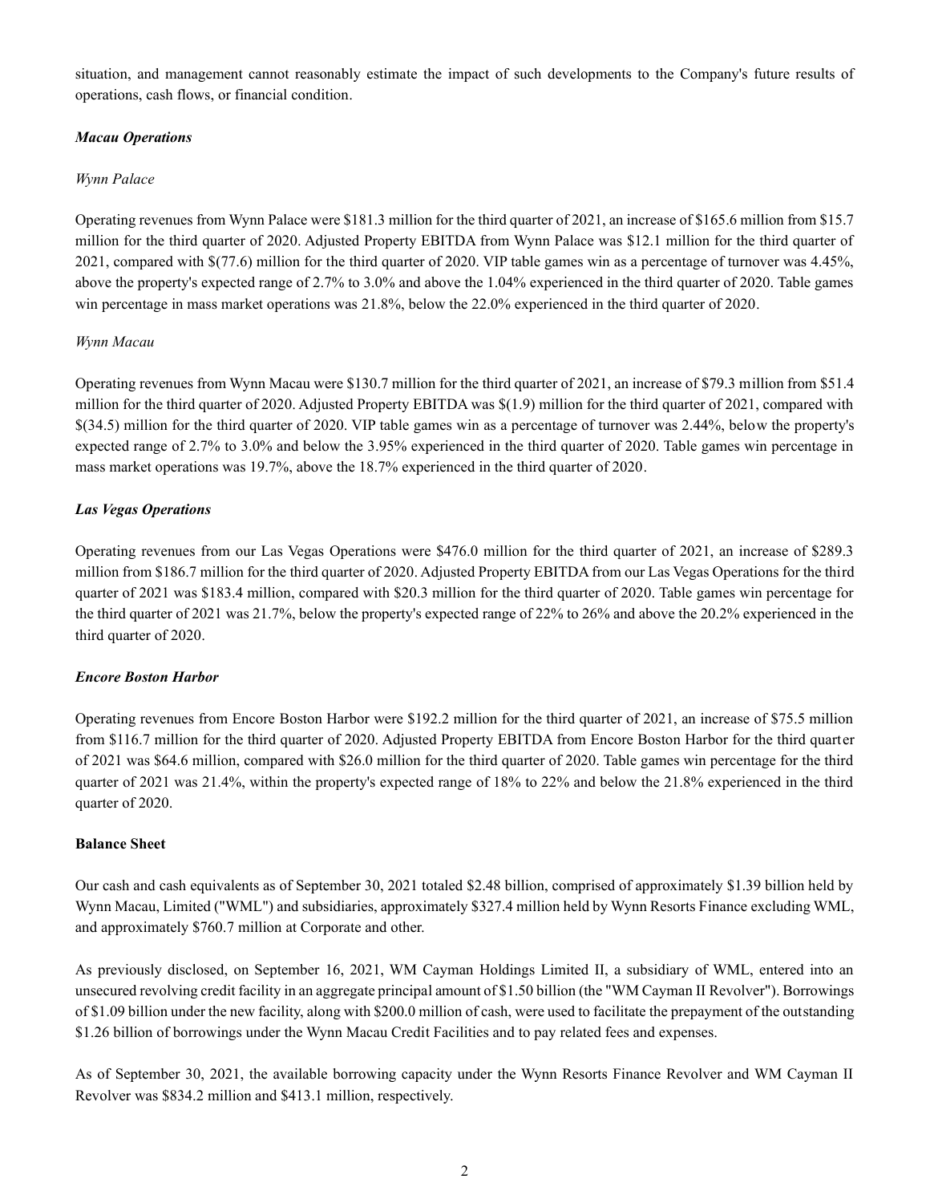situation, and management cannot reasonably estimate the impact of such developments to the Company's future results of operations, cash flows, or financial condition.

***Macau Operations***

*Wynn Palace*

Operating revenues from Wynn Palace were $181.3 million for the third quarter of 2021, an increase of $165.6 million from $15.7 million for the third quarter of 2020. Adjusted Property EBITDA from Wynn Palace was $12.1 million for the third quarter of 2021, compared with $(77.6) million for the third quarter of 2020. VIP table games win as a percentage of turnover was 4.45%, above the property's expected range of 2.7% to 3.0% and above the 1.04% experienced in the third quarter of 2020. Table games win percentage in mass market operations was 21.8%, below the 22.0% experienced in the third quarter of 2020.

*Wynn Macau*

Operating revenues from Wynn Macau were $130.7 million for the third quarter of 2021, an increase of $79.3 million from $51.4 million for the third quarter of 2020. Adjusted Property EBITDA was $(1.9) million for the third quarter of 2021, compared with $(34.5) million for the third quarter of 2020. VIP table games win as a percentage of turnover was 2.44%, below the property's expected range of 2.7% to 3.0% and below the 3.95% experienced in the third quarter of 2020. Table games win percentage in mass market operations was 19.7%, above the 18.7% experienced in the third quarter of 2020.

***Las Vegas Operations***

Operating revenues from our Las Vegas Operations were $476.0 million for the third quarter of 2021, an increase of $289.3 million from $186.7 million for the third quarter of 2020. Adjusted Property EBITDA from our Las Vegas Operations for the third quarter of 2021 was $183.4 million, compared with $20.3 million for the third quarter of 2020. Table games win percentage for the third quarter of 2021 was 21.7%, below the property's expected range of 22% to 26% and above the 20.2% experienced in the third quarter of 2020.

***Encore Boston Harbor***

Operating revenues from Encore Boston Harbor were $192.2 million for the third quarter of 2021, an increase of $75.5 million from $116.7 million for the third quarter of 2020. Adjusted Property EBITDA from Encore Boston Harbor for the third quarter of 2021 was $64.6 million, compared with $26.0 million for the third quarter of 2020. Table games win percentage for the third quarter of 2021 was 21.4%, within the property's expected range of 18% to 22% and below the 21.8% experienced in the third quarter of 2020.

**Balance Sheet**

Our cash and cash equivalents as of September 30, 2021 totaled $2.48 billion, comprised of approximately $1.39 billion held by Wynn Macau, Limited ("WML") and subsidiaries, approximately $327.4 million held by Wynn Resorts Finance excluding WML, and approximately $760.7 million at Corporate and other.

As previously disclosed, on September 16, 2021, WM Cayman Holdings Limited II, a subsidiary of WML, entered into an unsecured revolving credit facility in an aggregate principal amount of $1.50 billion (the "WM Cayman II Revolver"). Borrowings of $1.09 billion under the new facility, along with $200.0 million of cash, were used to facilitate the prepayment of the outstanding $1.26 billion of borrowings under the Wynn Macau Credit Facilities and to pay related fees and expenses.

As of September 30, 2021, the available borrowing capacity under the Wynn Resorts Finance Revolver and WM Cayman II Revolver was $834.2 million and $413.1 million, respectively.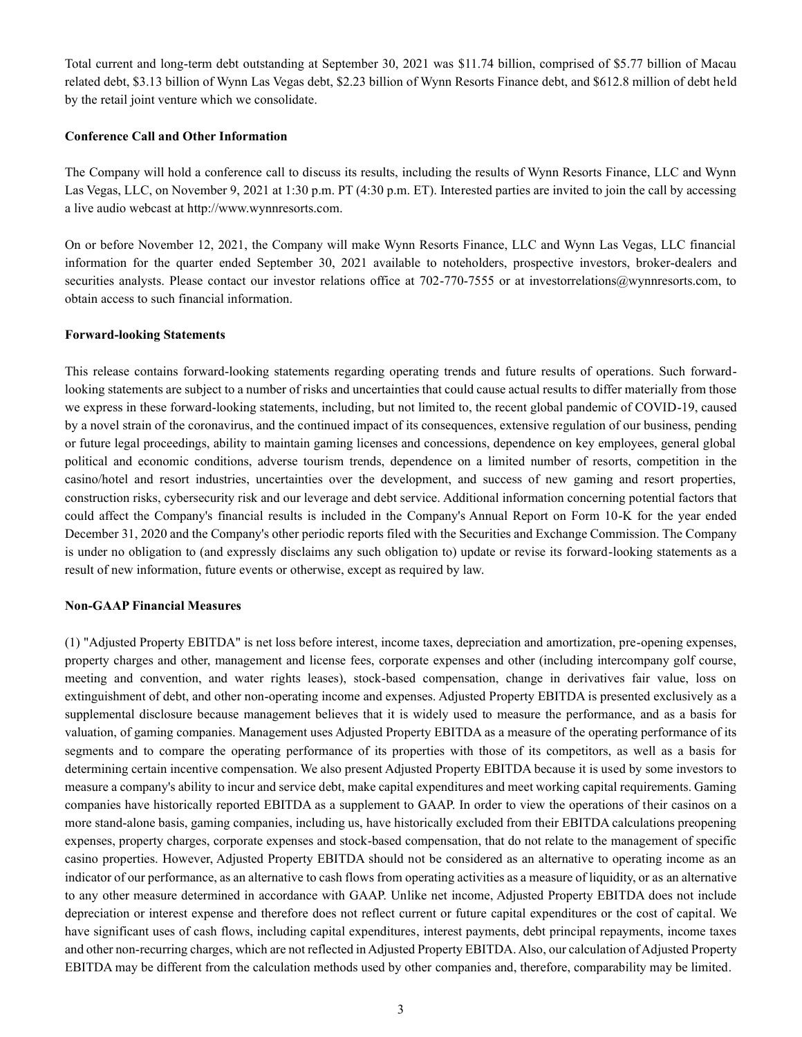Total current and long-term debt outstanding at September 30, 2021 was $11.74 billion, comprised of $5.77 billion of Macau related debt, $3.13 billion of Wynn Las Vegas debt, $2.23 billion of Wynn Resorts Finance debt, and $612.8 million of debt held by the retail joint venture which we consolidate.

**Conference Call and Other Information**

The Company will hold a conference call to discuss its results, including the results of Wynn Resorts Finance, LLC and Wynn Las Vegas, LLC, on November 9, 2021 at 1:30 p.m. PT (4:30 p.m. ET). Interested parties are invited to join the call by accessing a live audio webcast at http://www.wynnresorts.com.

On or before November 12, 2021, the Company will make Wynn Resorts Finance, LLC and Wynn Las Vegas, LLC financial information for the quarter ended September 30, 2021 available to noteholders, prospective investors, broker-dealers and securities analysts. Please contact our investor relations office at 702-770-7555 or at investorrelations@wynnresorts.com, to obtain access to such financial information.

**Forward-looking Statements**

This release contains forward-looking statements regarding operating trends and future results of operations. Such forward-looking statements are subject to a number of risks and uncertainties that could cause actual results to differ materially from those we express in these forward-looking statements, including, but not limited to, the recent global pandemic of COVID-19, caused by a novel strain of the coronavirus, and the continued impact of its consequences, extensive regulation of our business, pending or future legal proceedings, ability to maintain gaming licenses and concessions, dependence on key employees, general global political and economic conditions, adverse tourism trends, dependence on a limited number of resorts, competition in the casino/hotel and resort industries, uncertainties over the development, and success of new gaming and resort properties, construction risks, cybersecurity risk and our leverage and debt service. Additional information concerning potential factors that could affect the Company's financial results is included in the Company's Annual Report on Form 10-K for the year ended December 31, 2020 and the Company's other periodic reports filed with the Securities and Exchange Commission. The Company is under no obligation to (and expressly disclaims any such obligation to) update or revise its forward-looking statements as a result of new information, future events or otherwise, except as required by law.

**Non-GAAP Financial Measures**

(1) "Adjusted Property EBITDA" is net loss before interest, income taxes, depreciation and amortization, pre-opening expenses, property charges and other, management and license fees, corporate expenses and other (including intercompany golf course, meeting and convention, and water rights leases), stock-based compensation, change in derivatives fair value, loss on extinguishment of debt, and other non-operating income and expenses. Adjusted Property EBITDA is presented exclusively as a supplemental disclosure because management believes that it is widely used to measure the performance, and as a basis for valuation, of gaming companies. Management uses Adjusted Property EBITDA as a measure of the operating performance of its segments and to compare the operating performance of its properties with those of its competitors, as well as a basis for determining certain incentive compensation. We also present Adjusted Property EBITDA because it is used by some investors to measure a company's ability to incur and service debt, make capital expenditures and meet working capital requirements. Gaming companies have historically reported EBITDA as a supplement to GAAP. In order to view the operations of their casinos on a more stand-alone basis, gaming companies, including us, have historically excluded from their EBITDA calculations preopening expenses, property charges, corporate expenses and stock-based compensation, that do not relate to the management of specific casino properties. However, Adjusted Property EBITDA should not be considered as an alternative to operating income as an indicator of our performance, as an alternative to cash flows from operating activities as a measure of liquidity, or as an alternative to any other measure determined in accordance with GAAP. Unlike net income, Adjusted Property EBITDA does not include depreciation or interest expense and therefore does not reflect current or future capital expenditures or the cost of capital. We have significant uses of cash flows, including capital expenditures, interest payments, debt principal repayments, income taxes and other non-recurring charges, which are not reflected in Adjusted Property EBITDA. Also, our calculation of Adjusted Property EBITDA may be different from the calculation methods used by other companies and, therefore, comparability may be limited.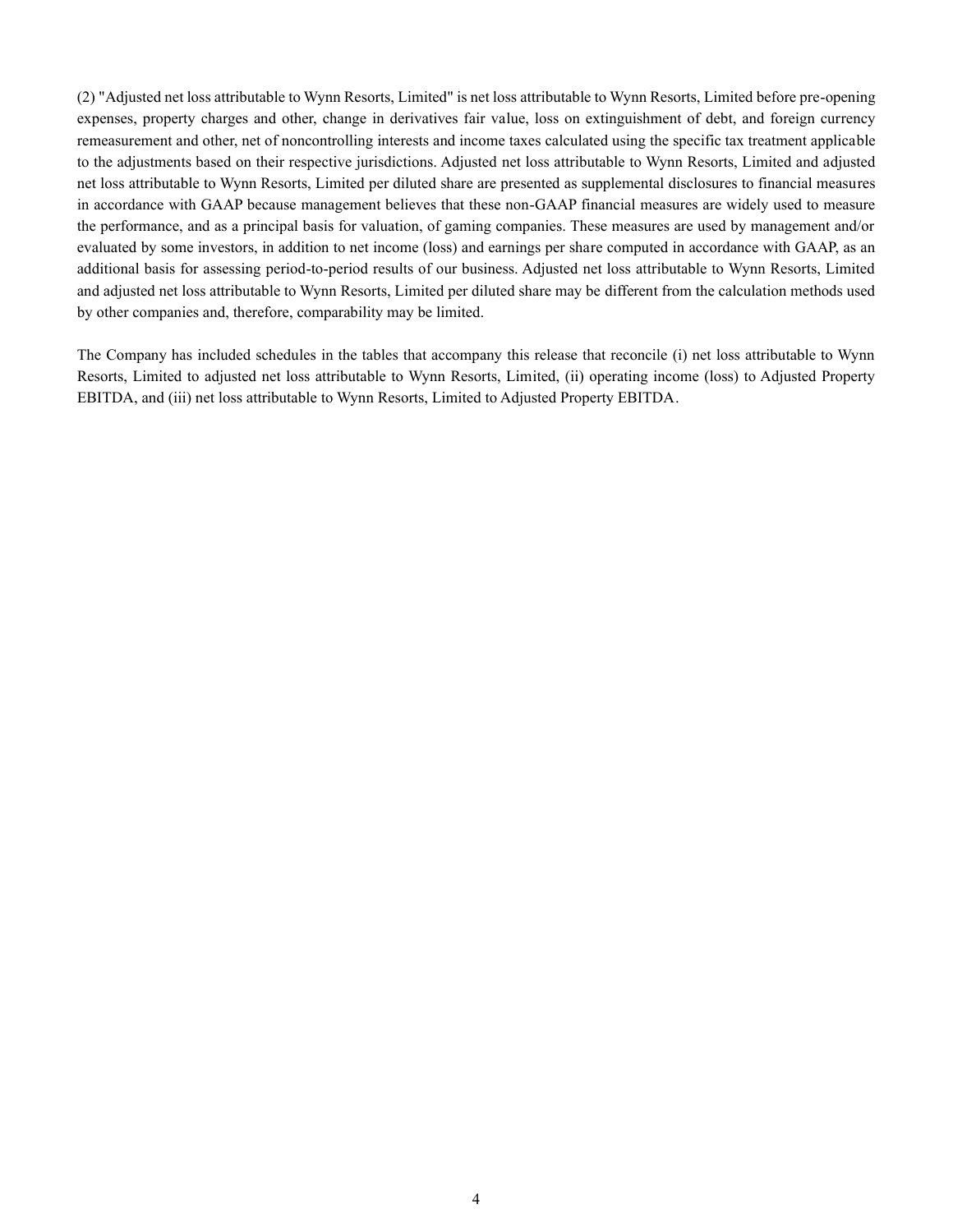(2) "Adjusted net loss attributable to Wynn Resorts, Limited" is net loss attributable to Wynn Resorts, Limited before pre-opening expenses, property charges and other, change in derivatives fair value, loss on extinguishment of debt, and foreign currency remeasurement and other, net of noncontrolling interests and income taxes calculated using the specific tax treatment applicable to the adjustments based on their respective jurisdictions. Adjusted net loss attributable to Wynn Resorts, Limited and adjusted net loss attributable to Wynn Resorts, Limited per diluted share are presented as supplemental disclosures to financial measures in accordance with GAAP because management believes that these non-GAAP financial measures are widely used to measure the performance, and as a principal basis for valuation, of gaming companies. These measures are used by management and/or evaluated by some investors, in addition to net income (loss) and earnings per share computed in accordance with GAAP, as an additional basis for assessing period-to-period results of our business. Adjusted net loss attributable to Wynn Resorts, Limited and adjusted net loss attributable to Wynn Resorts, Limited per diluted share may be different from the calculation methods used by other companies and, therefore, comparability may be limited.

The Company has included schedules in the tables that accompany this release that reconcile (i) net loss attributable to Wynn Resorts, Limited to adjusted net loss attributable to Wynn Resorts, Limited, (ii) operating income (loss) to Adjusted Property EBITDA, and (iii) net loss attributable to Wynn Resorts, Limited to Adjusted Property EBITDA.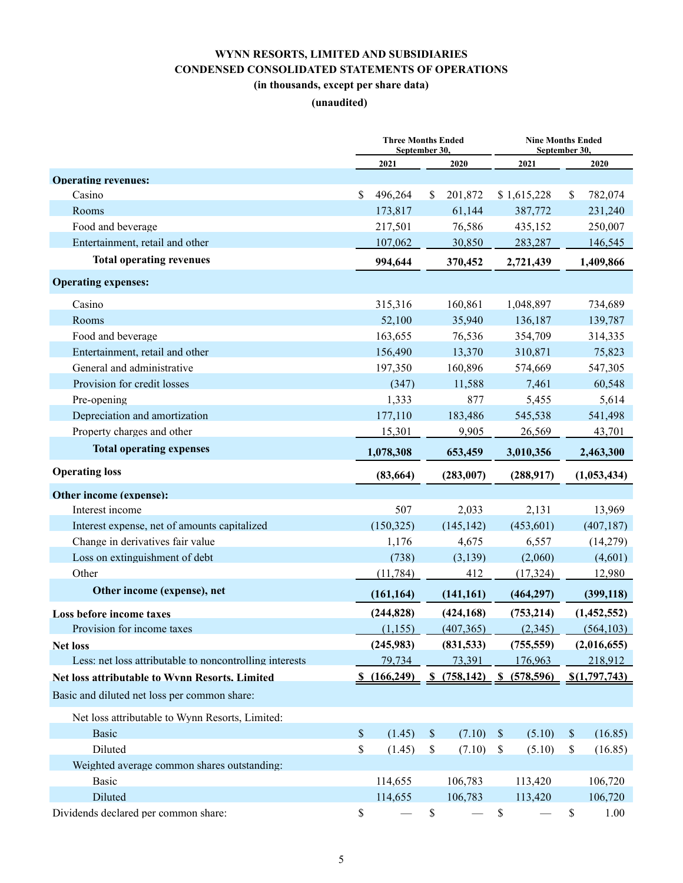# WYNN RESORTS, LIMITED AND SUBSIDIARIES
## CONDENSED CONSOLIDATED STATEMENTS OF OPERATIONS
### (in thousands, except per share data)
### (unaudited)

| | Three Months Ended September 30, | | Nine Months Ended September 30, | |
|---|---|---|---|---|
| | 2021 | 2020 | 2021 | 2020 |
| **Operating revenues:** | | | | |
| Casino | $ 496,264 | $ 201,872 | $ 1,615,228 | $ 782,074 |
| Rooms | 173,817 | 61,144 | 387,772 | 231,240 |
| Food and beverage | 217,501 | 76,586 | 435,152 | 250,007 |
| Entertainment, retail and other | 107,062 | 30,850 | 283,287 | 146,545 |
| **Total operating revenues** | **994,644** | **370,452** | **2,721,439** | **1,409,866** |
| **Operating expenses:** | | | | |
| Casino | 315,316 | 160,861 | 1,048,897 | 734,689 |
| Rooms | 52,100 | 35,940 | 136,187 | 139,787 |
| Food and beverage | 163,655 | 76,536 | 354,709 | 314,335 |
| Entertainment, retail and other | 156,490 | 13,370 | 310,871 | 75,823 |
| General and administrative | 197,350 | 160,896 | 574,669 | 547,305 |
| Provision for credit losses | (347) | 11,588 | 7,461 | 60,548 |
| Pre-opening | 1,333 | 877 | 5,455 | 5,614 |
| Depreciation and amortization | 177,110 | 183,486 | 545,538 | 541,498 |
| Property charges and other | 15,301 | 9,905 | 26,569 | 43,701 |
| **Total operating expenses** | **1,078,308** | **653,459** | **3,010,356** | **2,463,300** |
| **Operating loss** | **(83,664)** | **(283,007)** | **(288,917)** | **(1,053,434)** |
| **Other income (expense):** | | | | |
| Interest income | 507 | 2,033 | 2,131 | 13,969 |
| Interest expense, net of amounts capitalized | (150,325) | (145,142) | (453,601) | (407,187) |
| Change in derivatives fair value | 1,176 | 4,675 | 6,557 | (14,279) |
| Loss on extinguishment of debt | (738) | (3,139) | (2,060) | (4,601) |
| Other | (11,784) | 412 | (17,324) | 12,980 |
| **Other income (expense), net** | **(161,164)** | **(141,161)** | **(464,297)** | **(399,118)** |
| **Loss before income taxes** | **(244,828)** | **(424,168)** | **(753,214)** | **(1,452,552)** |
| Provision for income taxes | (1,155) | (407,365) | (2,345) | (564,103) |
| **Net loss** | **(245,983)** | **(831,533)** | **(755,559)** | **(2,016,655)** |
| Less: net loss attributable to noncontrolling interests | 79,734 | 73,391 | 176,963 | 218,912 |
| **Net loss attributable to Wynn Resorts, Limited** | **$ (166,249)** | **$ (758,142)** | **$ (578,596)** | **$(1,797,743)** |
| Basic and diluted net loss per common share: | | | | |
| Net loss attributable to Wynn Resorts, Limited: | | | | |
| Basic | $ (1.45) | $ (7.10) | $ (5.10) | $ (16.85) |
| Diluted | $ (1.45) | $ (7.10) | $ (5.10) | $ (16.85) |
| Weighted average common shares outstanding: | | | | |
| Basic | 114,655 | 106,783 | 113,420 | 106,720 |
| Diluted | 114,655 | 106,783 | 113,420 | 106,720 |
| Dividends declared per common share: | $ — | $ — | $ — | $ 1.00 |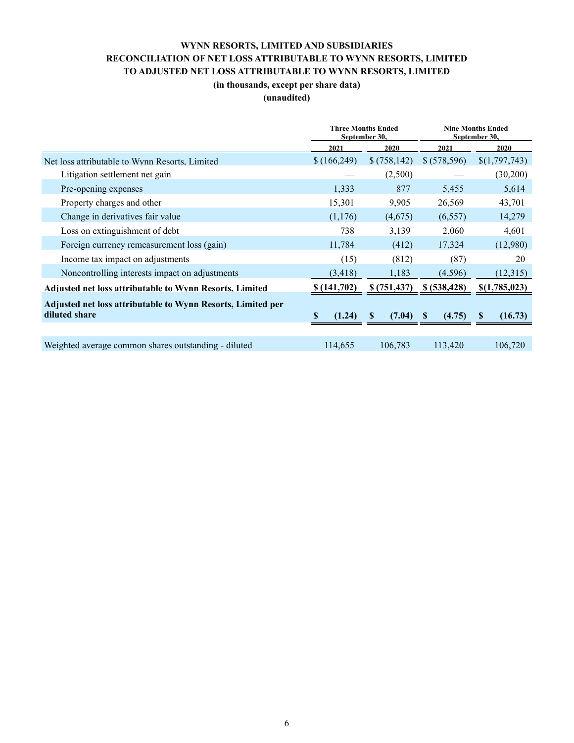**WYNN RESORTS, LIMITED AND SUBSIDIARIES**
**RECONCILIATION OF NET LOSS ATTRIBUTABLE TO WYNN RESORTS, LIMITED**
**TO ADJUSTED NET LOSS ATTRIBUTABLE TO WYNN RESORTS, LIMITED**
**(in thousands, except per share data)**
**(unaudited)**

| | Three Months Ended September 30, | | Nine Months Ended September 30, | |
|---|---|---|---|---|
| | 2021 | 2020 | 2021 | 2020 |
| Net loss attributable to Wynn Resorts, Limited | $ (166,249) | $ (758,142) | $ (578,596) | $(1,797,743) |
| Litigation settlement net gain | — | (2,500) | — | (30,200) |
| Pre-opening expenses | 1,333 | 877 | 5,455 | 5,614 |
| Property charges and other | 15,301 | 9,905 | 26,569 | 43,701 |
| Change in derivatives fair value | (1,176) | (4,675) | (6,557) | 14,279 |
| Loss on extinguishment of debt | 738 | 3,139 | 2,060 | 4,601 |
| Foreign currency remeasurement loss (gain) | 11,784 | (412) | 17,324 | (12,980) |
| Income tax impact on adjustments | (15) | (812) | (87) | 20 |
| Noncontrolling interests impact on adjustments | (3,418) | 1,183 | (4,596) | (12,315) |
| **Adjusted net loss attributable to Wynn Resorts, Limited** | **$ (141,702)** | **$ (751,437)** | **$ (538,428)** | **$(1,785,023)** |
| **Adjusted net loss attributable to Wynn Resorts, Limited per diluted share** | **$ (1.24)** | **$ (7.04)** | **$ (4.75)** | **$ (16.73)** |
| | | | | |
| Weighted average common shares outstanding - diluted | 114,655 | 106,783 | 113,420 | 106,720 |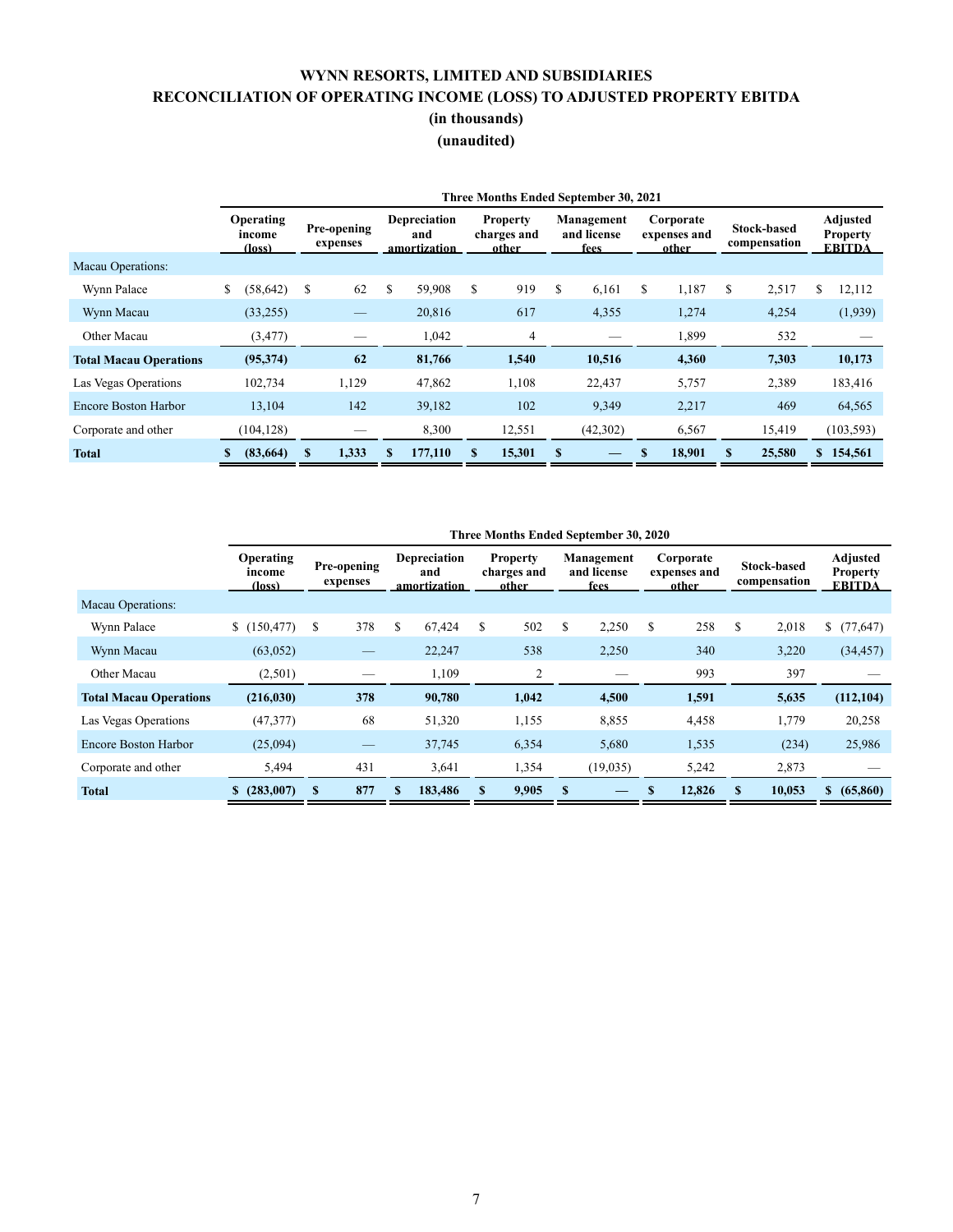# WYNN RESORTS, LIMITED AND SUBSIDIARIES
## RECONCILIATION OF OPERATING INCOME (LOSS) TO ADJUSTED PROPERTY EBITDA
### (in thousands)
### (unaudited)

| | Three Months Ended September 30, 2021 | | | | | | | |
|---|---|---|---|---|---|---|---|---|
| | Operating income (loss) | Pre-opening expenses | Depreciation and amortization | Property charges and other | Management and license fees | Corporate expenses and other | Stock-based compensation | Adjusted Property EBITDA |
| Macau Operations: | | | | | | | | |
| Wynn Palace | $ (58,642) | $ 62 | $ 59,908 | $ 919 | $ 6,161 | $ 1,187 | $ 2,517 | $ 12,112 |
| Wynn Macau | (33,255) | — | 20,816 | 617 | 4,355 | 1,274 | 4,254 | (1,939) |
| Other Macau | (3,477) | — | 1,042 | 4 | — | 1,899 | 532 | — |
| **Total Macau Operations** | **(95,374)** | **62** | **81,766** | **1,540** | **10,516** | **4,360** | **7,303** | **10,173** |
| Las Vegas Operations | 102,734 | 1,129 | 47,862 | 1,108 | 22,437 | 5,757 | 2,389 | 183,416 |
| Encore Boston Harbor | 13,104 | 142 | 39,182 | 102 | 9,349 | 2,217 | 469 | 64,565 |
| Corporate and other | (104,128) | — | 8,300 | 12,551 | (42,302) | 6,567 | 15,419 | (103,593) |
| **Total** | **$ (83,664)** | **$ 1,333** | **$ 177,110** | **$ 15,301** | **$ —** | **$ 18,901** | **$ 25,580** | **$ 154,561** |

| | Three Months Ended September 30, 2020 | | | | | | | |
|---|---|---|---|---|---|---|---|---|
| | Operating income (loss) | Pre-opening expenses | Depreciation and amortization | Property charges and other | Management and license fees | Corporate expenses and other | Stock-based compensation | Adjusted Property EBITDA |
| Macau Operations: | | | | | | | | |
| Wynn Palace | $ (150,477) | $ 378 | $ 67,424 | $ 502 | $ 2,250 | $ 258 | $ 2,018 | $ (77,647) |
| Wynn Macau | (63,052) | — | 22,247 | 538 | 2,250 | 340 | 3,220 | (34,457) |
| Other Macau | (2,501) | — | 1,109 | 2 | — | 993 | 397 | — |
| **Total Macau Operations** | **(216,030)** | **378** | **90,780** | **1,042** | **4,500** | **1,591** | **5,635** | **(112,104)** |
| Las Vegas Operations | (47,377) | 68 | 51,320 | 1,155 | 8,855 | 4,458 | 1,779 | 20,258 |
| Encore Boston Harbor | (25,094) | — | 37,745 | 6,354 | 5,680 | 1,535 | (234) | 25,986 |
| Corporate and other | 5,494 | 431 | 3,641 | 1,354 | (19,035) | 5,242 | 2,873 | — |
| **Total** | **$ (283,007)** | **$ 877** | **$ 183,486** | **$ 9,905** | **$ —** | **$ 12,826** | **$ 10,053** | **$ (65,860)** |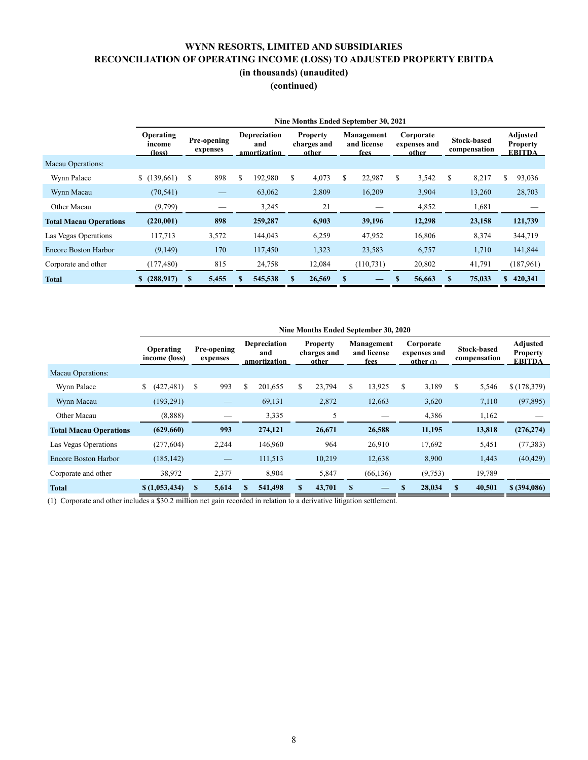# WYNN RESORTS, LIMITED AND SUBSIDIARIES
## RECONCILIATION OF OPERATING INCOME (LOSS) TO ADJUSTED PROPERTY EBITDA
### (in thousands) (unaudited)
### (continued)

| | Nine Months Ended September 30, 2021 | | | | | | | |
|---|---|---|---|---|---|---|---|---|
| | Operating income (loss) | Pre-opening expenses | Depreciation and amortization | Property charges and other | Management and license fees | Corporate expenses and other | Stock-based compensation | Adjusted Property EBITDA |
| Macau Operations: | | | | | | | | |
| Wynn Palace | $ (139,661) | $ 898 | $ 192,980 | $ 4,073 | $ 22,987 | $ 3,542 | $ 8,217 | $ 93,036 |
| Wynn Macau | (70,541) | — | 63,062 | 2,809 | 16,209 | 3,904 | 13,260 | 28,703 |
| Other Macau | (9,799) | — | 3,245 | 21 | — | 4,852 | 1,681 | — |
| **Total Macau Operations** | **(220,001)** | **898** | **259,287** | **6,903** | **39,196** | **12,298** | **23,158** | **121,739** |
| Las Vegas Operations | 117,713 | 3,572 | 144,043 | 6,259 | 47,952 | 16,806 | 8,374 | 344,719 |
| Encore Boston Harbor | (9,149) | 170 | 117,450 | 1,323 | 23,583 | 6,757 | 1,710 | 141,844 |
| Corporate and other | (177,480) | 815 | 24,758 | 12,084 | (110,731) | 20,802 | 41,791 | (187,961) |
| **Total** | **$ (288,917)** | **$ 5,455** | **$ 545,538** | **$ 26,569** | **$ —** | **$ 56,663** | **$ 75,033** | **$ 420,341** |

| | Nine Months Ended September 30, 2020 | | | | | | | |
|---|---|---|---|---|---|---|---|---|
| | Operating income (loss) | Pre-opening expenses | Depreciation and amortization | Property charges and other | Management and license fees | Corporate expenses and other (1) | Stock-based compensation | Adjusted Property EBITDA |
| Macau Operations: | | | | | | | | |
| Wynn Palace | $ (427,481) | $ 993 | $ 201,655 | $ 23,794 | $ 13,925 | $ 3,189 | $ 5,546 | $ (178,379) |
| Wynn Macau | (193,291) | — | 69,131 | 2,872 | 12,663 | 3,620 | 7,110 | (97,895) |
| Other Macau | (8,888) | — | 3,335 | 5 | — | 4,386 | 1,162 | — |
| **Total Macau Operations** | **(629,660)** | **993** | **274,121** | **26,671** | **26,588** | **11,195** | **13,818** | **(276,274)** |
| Las Vegas Operations | (277,604) | 2,244 | 146,960 | 964 | 26,910 | 17,692 | 5,451 | (77,383) |
| Encore Boston Harbor | (185,142) | — | 111,513 | 10,219 | 12,638 | 8,900 | 1,443 | (40,429) |
| Corporate and other | 38,972 | 2,377 | 8,904 | 5,847 | (66,136) | (9,753) | 19,789 | — |
| **Total** | **$ (1,053,434)** | **$ 5,614** | **$ 541,498** | **$ 43,701** | **$ —** | **$ 28,034** | **$ 40,501** | **$ (394,086)** |

(1) Corporate and other includes a $30.2 million net gain recorded in relation to a derivative litigation settlement.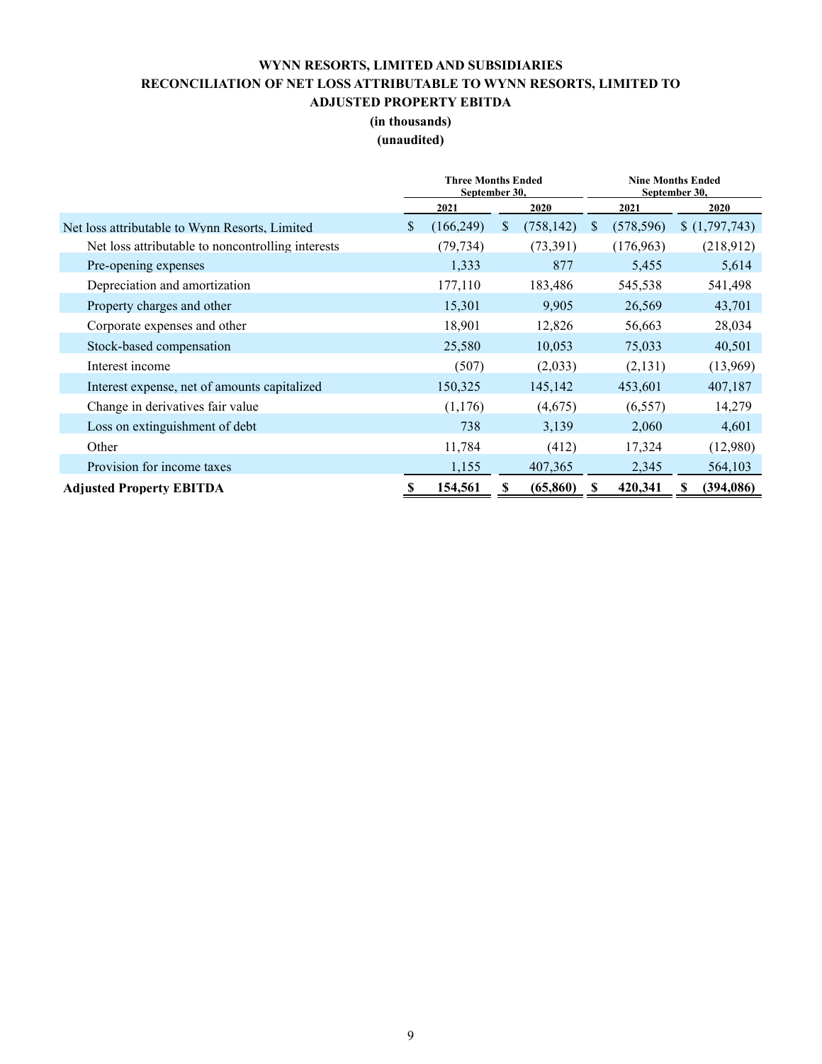**WYNN RESORTS, LIMITED AND SUBSIDIARIES**
**RECONCILIATION OF NET LOSS ATTRIBUTABLE TO WYNN RESORTS, LIMITED TO ADJUSTED PROPERTY EBITDA**
**(in thousands)**
**(unaudited)**

| | Three Months Ended September 30, | | Nine Months Ended September 30, | |
|---|---|---|---|---|
| | 2021 | 2020 | 2021 | 2020 |
| Net loss attributable to Wynn Resorts, Limited | $ (166,249) | $ (758,142) | $ (578,596) | $ (1,797,743) |
| Net loss attributable to noncontrolling interests | (79,734) | (73,391) | (176,963) | (218,912) |
| Pre-opening expenses | 1,333 | 877 | 5,455 | 5,614 |
| Depreciation and amortization | 177,110 | 183,486 | 545,538 | 541,498 |
| Property charges and other | 15,301 | 9,905 | 26,569 | 43,701 |
| Corporate expenses and other | 18,901 | 12,826 | 56,663 | 28,034 |
| Stock-based compensation | 25,580 | 10,053 | 75,033 | 40,501 |
| Interest income | (507) | (2,033) | (2,131) | (13,969) |
| Interest expense, net of amounts capitalized | 150,325 | 145,142 | 453,601 | 407,187 |
| Change in derivatives fair value | (1,176) | (4,675) | (6,557) | 14,279 |
| Loss on extinguishment of debt | 738 | 3,139 | 2,060 | 4,601 |
| Other | 11,784 | (412) | 17,324 | (12,980) |
| Provision for income taxes | 1,155 | 407,365 | 2,345 | 564,103 |
| **Adjusted Property EBITDA** | **$ 154,561** | **$ (65,860)** | **$ 420,341** | **$ (394,086)** |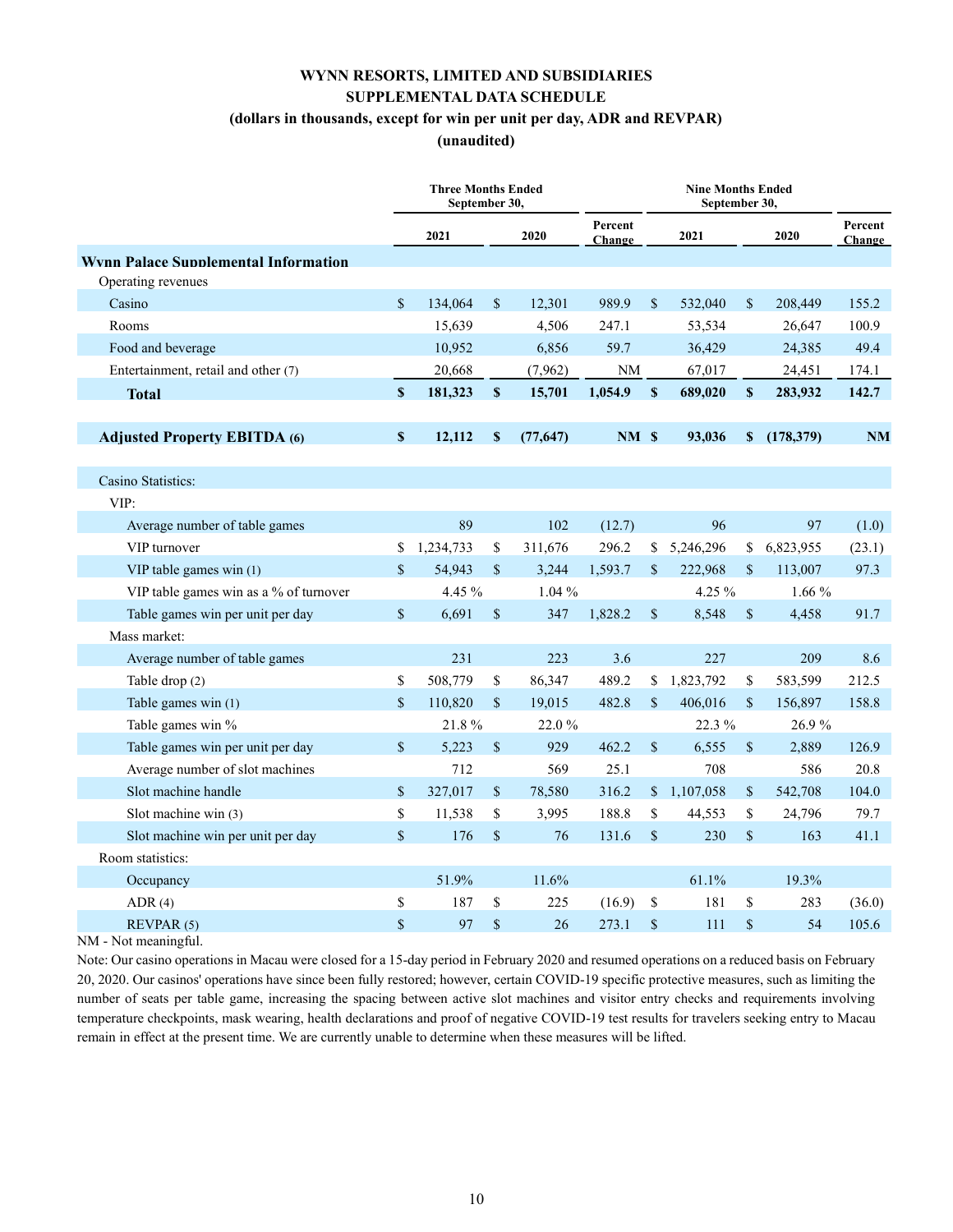# WYNN RESORTS, LIMITED AND SUBSIDIARIES
## SUPPLEMENTAL DATA SCHEDULE
### (dollars in thousands, except for win per unit per day, ADR and REVPAR)
### (unaudited)

| | Three Months Ended September 30, | | | Nine Months Ended September 30, | | |
|---|---|---|---|---|---|---|
| | 2021 | 2020 | Percent Change | 2021 | 2020 | Percent Change |
| **Wynn Palace Supplemental Information** | | | | | | |
| Operating revenues | | | | | | |
| Casino | $ 134,064 | $ 12,301 | 989.9 | $ 532,040 | $ 208,449 | 155.2 |
| Rooms | 15,639 | 4,506 | 247.1 | 53,534 | 26,647 | 100.9 |
| Food and beverage | 10,952 | 6,856 | 59.7 | 36,429 | 24,385 | 49.4 |
| Entertainment, retail and other (7) | 20,668 | (7,962) | NM | 67,017 | 24,451 | 174.1 |
| **Total** | **$ 181,323** | **$ 15,701** | **1,054.9** | **$ 689,020** | **$ 283,932** | **142.7** |
| | | | | | | |
| **Adjusted Property EBITDA (6)** | **$ 12,112** | **$ (77,647)** | **NM** | **$ 93,036** | **$ (178,379)** | **NM** |
| | | | | | | |
| Casino Statistics: | | | | | | |
| VIP: | | | | | | |
| Average number of table games | 89 | 102 | (12.7) | 96 | 97 | (1.0) |
| VIP turnover | $ 1,234,733 | $ 311,676 | 296.2 | $ 5,246,296 | $ 6,823,955 | (23.1) |
| VIP table games win (1) | $ 54,943 | $ 3,244 | 1,593.7 | $ 222,968 | $ 113,007 | 97.3 |
| VIP table games win as a % of turnover | 4.45 % | 1.04 % | | 4.25 % | 1.66 % | |
| Table games win per unit per day | $ 6,691 | $ 347 | 1,828.2 | $ 8,548 | $ 4,458 | 91.7 |
| Mass market: | | | | | | |
| Average number of table games | 231 | 223 | 3.6 | 227 | 209 | 8.6 |
| Table drop (2) | $ 508,779 | $ 86,347 | 489.2 | $ 1,823,792 | $ 583,599 | 212.5 |
| Table games win (1) | $ 110,820 | $ 19,015 | 482.8 | $ 406,016 | $ 156,897 | 158.8 |
| Table games win % | 21.8 % | 22.0 % | | 22.3 % | 26.9 % | |
| Table games win per unit per day | $ 5,223 | $ 929 | 462.2 | $ 6,555 | $ 2,889 | 126.9 |
| Average number of slot machines | 712 | 569 | 25.1 | 708 | 586 | 20.8 |
| Slot machine handle | $ 327,017 | $ 78,580 | 316.2 | $ 1,107,058 | $ 542,708 | 104.0 |
| Slot machine win (3) | $ 11,538 | $ 3,995 | 188.8 | $ 44,553 | $ 24,796 | 79.7 |
| Slot machine win per unit per day | $ 176 | $ 76 | 131.6 | $ 230 | $ 163 | 41.1 |
| Room statistics: | | | | | | |
| Occupancy | 51.9% | 11.6% | | 61.1% | 19.3% | |
| ADR (4) | $ 187 | $ 225 | (16.9) | $ 181 | $ 283 | (36.0) |
| REVPAR (5) | $ 97 | $ 26 | 273.1 | $ 111 | $ 54 | 105.6 |

NM - Not meaningful.

Note: Our casino operations in Macau were closed for a 15-day period in February 2020 and resumed operations on a reduced basis on February 20, 2020. Our casinos' operations have since been fully restored; however, certain COVID-19 specific protective measures, such as limiting the number of seats per table game, increasing the spacing between active slot machines and visitor entry checks and requirements involving temperature checkpoints, mask wearing, health declarations and proof of negative COVID-19 test results for travelers seeking entry to Macau remain in effect at the present time. We are currently unable to determine when these measures will be lifted.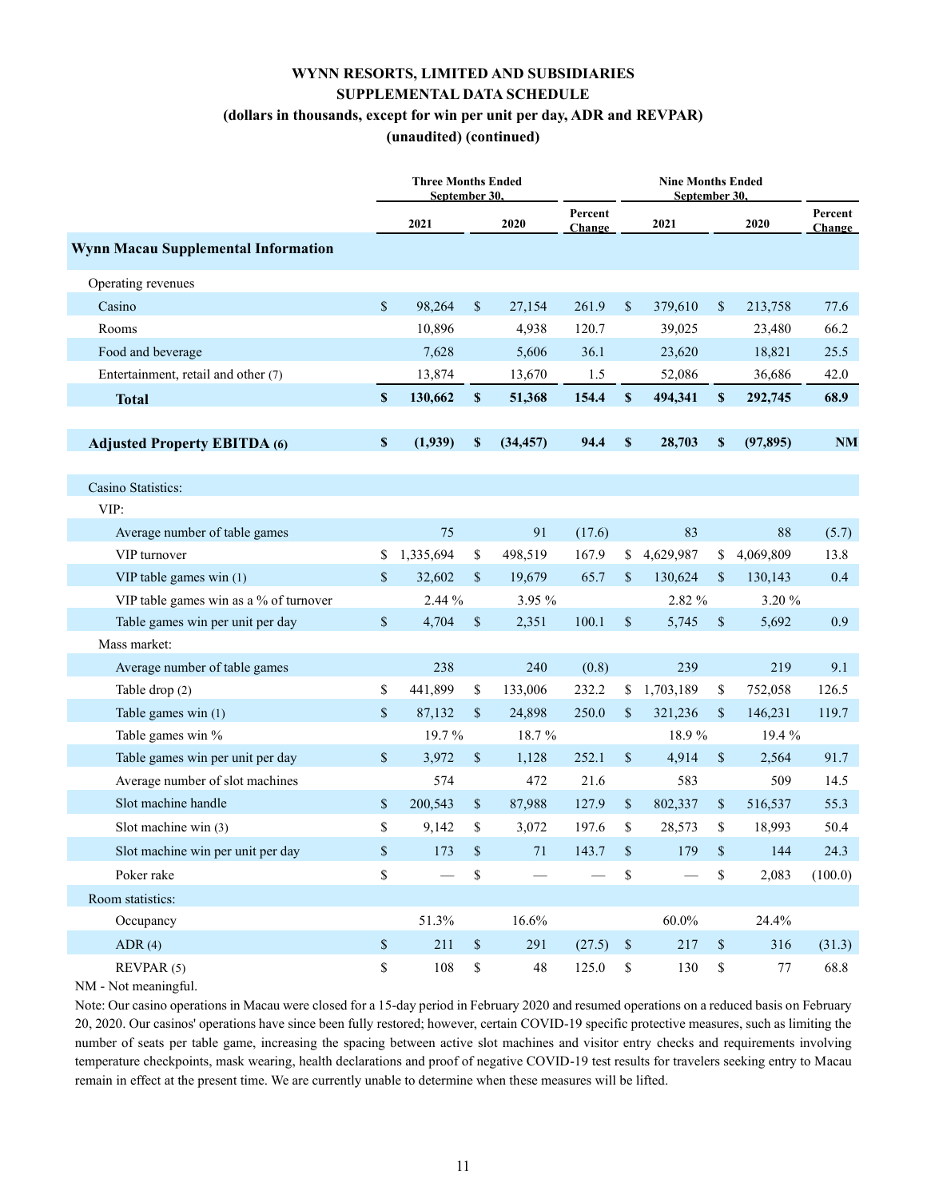# WYNN RESORTS, LIMITED AND SUBSIDIARIES
## SUPPLEMENTAL DATA SCHEDULE
### (dollars in thousands, except for win per unit per day, ADR and REVPAR)
### (unaudited) (continued)

| | Three Months Ended September 30, | | | Nine Months Ended September 30, | | |
|---|---|---|---|---|---|---|
| | 2021 | 2020 | Percent Change | 2021 | 2020 | Percent Change |
| **Wynn Macau Supplemental Information** | | | | | | |
| Operating revenues | | | | | | |
| Casino | $ 98,264 | $ 27,154 | 261.9 | $ 379,610 | $ 213,758 | 77.6 |
| Rooms | 10,896 | 4,938 | 120.7 | 39,025 | 23,480 | 66.2 |
| Food and beverage | 7,628 | 5,606 | 36.1 | 23,620 | 18,821 | 25.5 |
| Entertainment, retail and other (7) | 13,874 | 13,670 | 1.5 | 52,086 | 36,686 | 42.0 |
| **Total** | **$ 130,662** | **$ 51,368** | **154.4** | **$ 494,341** | **$ 292,745** | **68.9** |
| | | | | | | |
| **Adjusted Property EBITDA (6)** | **$ (1,939)** | **$ (34,457)** | **94.4** | **$ 28,703** | **$ (97,895)** | **NM** |
| | | | | | | |
| Casino Statistics: | | | | | | |
| VIP: | | | | | | |
| Average number of table games | 75 | 91 | (17.6) | 83 | 88 | (5.7) |
| VIP turnover | $ 1,335,694 | $ 498,519 | 167.9 | $ 4,629,987 | $ 4,069,809 | 13.8 |
| VIP table games win (1) | $ 32,602 | $ 19,679 | 65.7 | $ 130,624 | $ 130,143 | 0.4 |
| VIP table games win as a % of turnover | 2.44 % | 3.95 % | | 2.82 % | 3.20 % | |
| Table games win per unit per day | $ 4,704 | $ 2,351 | 100.1 | $ 5,745 | $ 5,692 | 0.9 |
| Mass market: | | | | | | |
| Average number of table games | 238 | 240 | (0.8) | 239 | 219 | 9.1 |
| Table drop (2) | $ 441,899 | $ 133,006 | 232.2 | $ 1,703,189 | $ 752,058 | 126.5 |
| Table games win (1) | $ 87,132 | $ 24,898 | 250.0 | $ 321,236 | $ 146,231 | 119.7 |
| Table games win % | 19.7 % | 18.7 % | | 18.9 % | 19.4 % | |
| Table games win per unit per day | $ 3,972 | $ 1,128 | 252.1 | $ 4,914 | $ 2,564 | 91.7 |
| Average number of slot machines | 574 | 472 | 21.6 | 583 | 509 | 14.5 |
| Slot machine handle | $ 200,543 | $ 87,988 | 127.9 | $ 802,337 | $ 516,537 | 55.3 |
| Slot machine win (3) | $ 9,142 | $ 3,072 | 197.6 | $ 28,573 | $ 18,993 | 50.4 |
| Slot machine win per unit per day | $ 173 | $ 71 | 143.7 | $ 179 | $ 144 | 24.3 |
| Poker rake | $ — | $ — | — | $ — | $ 2,083 | (100.0) |
| Room statistics: | | | | | | |
| Occupancy | 51.3% | 16.6% | | 60.0% | 24.4% | |
| ADR (4) | $ 211 | $ 291 | (27.5) | $ 217 | $ 316 | (31.3) |
| REVPAR (5) | $ 108 | $ 48 | 125.0 | $ 130 | $ 77 | 68.8 |

NM - Not meaningful.

Note: Our casino operations in Macau were closed for a 15-day period in February 2020 and resumed operations on a reduced basis on February 20, 2020. Our casinos' operations have since been fully restored; however, certain COVID-19 specific protective measures, such as limiting the number of seats per table game, increasing the spacing between active slot machines and visitor entry checks and requirements involving temperature checkpoints, mask wearing, health declarations and proof of negative COVID-19 test results for travelers seeking entry to Macau remain in effect at the present time. We are currently unable to determine when these measures will be lifted.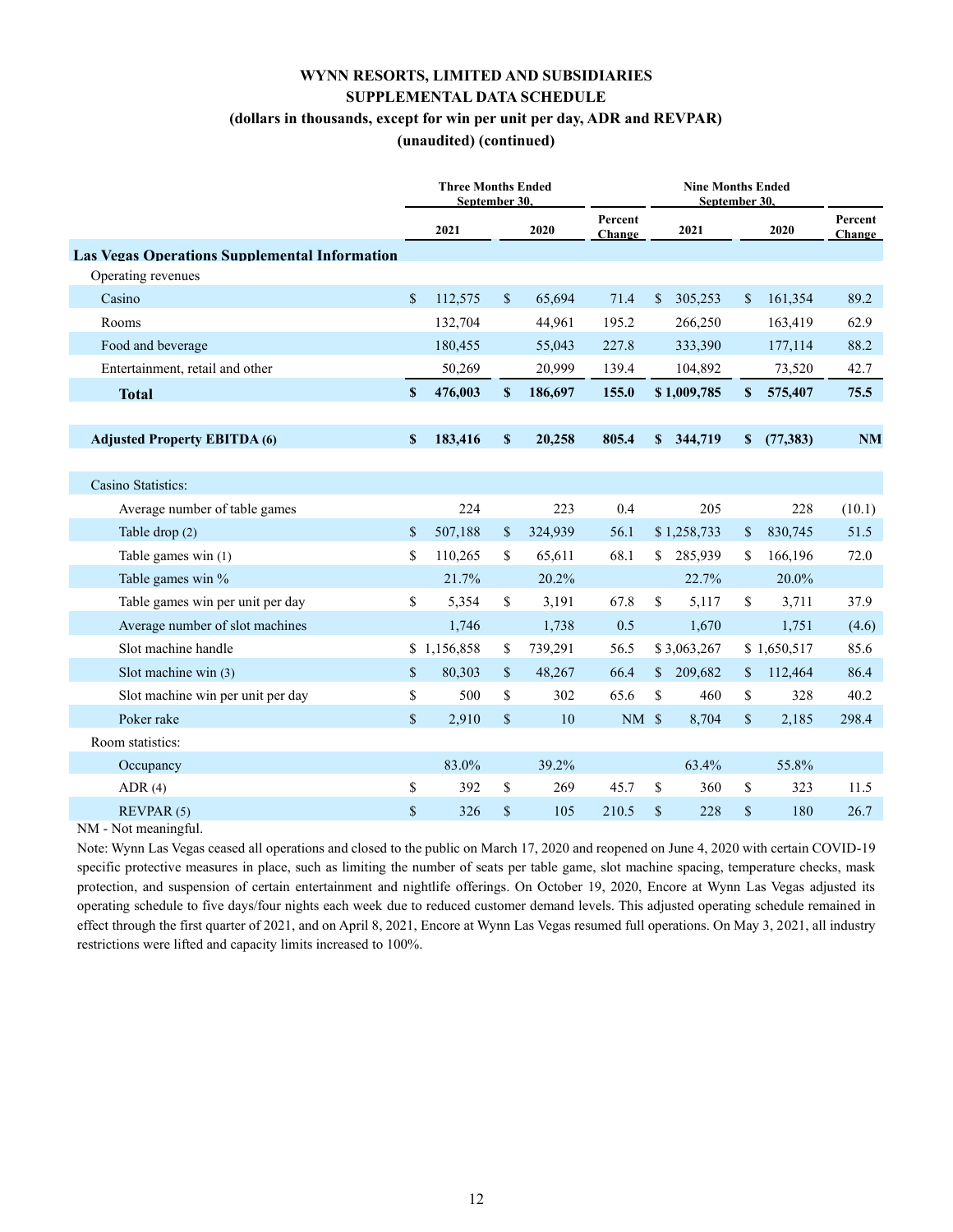# WYNN RESORTS, LIMITED AND SUBSIDIARIES
## SUPPLEMENTAL DATA SCHEDULE
### (dollars in thousands, except for win per unit per day, ADR and REVPAR)
### (unaudited) (continued)

| | Three Months Ended September 30, | | | Nine Months Ended September 30, | | |
|---|---|---|---|---|---|---|
| | 2021 | 2020 | Percent Change | 2021 | 2020 | Percent Change |
| **Las Vegas Operations Supplemental Information** | | | | | | |
| Operating revenues | | | | | | |
| Casino | $ 112,575 | $ 65,694 | 71.4 | $ 305,253 | $ 161,354 | 89.2 |
| Rooms | 132,704 | 44,961 | 195.2 | 266,250 | 163,419 | 62.9 |
| Food and beverage | 180,455 | 55,043 | 227.8 | 333,390 | 177,114 | 88.2 |
| Entertainment, retail and other | 50,269 | 20,999 | 139.4 | 104,892 | 73,520 | 42.7 |
| **Total** | **$ 476,003** | **$ 186,697** | **155.0** | **$ 1,009,785** | **$ 575,407** | **75.5** |
| | | | | | | |
| **Adjusted Property EBITDA (6)** | **$ 183,416** | **$ 20,258** | **805.4** | **$ 344,719** | **$ (77,383)** | **NM** |
| | | | | | | |
| Casino Statistics: | | | | | | |
| Average number of table games | 224 | 223 | 0.4 | 205 | 228 | (10.1) |
| Table drop (2) | $ 507,188 | $ 324,939 | 56.1 | $ 1,258,733 | $ 830,745 | 51.5 |
| Table games win (1) | $ 110,265 | $ 65,611 | 68.1 | $ 285,939 | $ 166,196 | 72.0 |
| Table games win % | 21.7% | 20.2% | | 22.7% | 20.0% | |
| Table games win per unit per day | $ 5,354 | $ 3,191 | 67.8 | $ 5,117 | $ 3,711 | 37.9 |
| Average number of slot machines | 1,746 | 1,738 | 0.5 | 1,670 | 1,751 | (4.6) |
| Slot machine handle | $ 1,156,858 | $ 739,291 | 56.5 | $ 3,063,267 | $ 1,650,517 | 85.6 |
| Slot machine win (3) | $ 80,303 | $ 48,267 | 66.4 | $ 209,682 | $ 112,464 | 86.4 |
| Slot machine win per unit per day | $ 500 | $ 302 | 65.6 | $ 460 | $ 328 | 40.2 |
| Poker rake | $ 2,910 | $ 10 | NM | $ 8,704 | $ 2,185 | 298.4 |
| Room statistics: | | | | | | |
| Occupancy | 83.0% | 39.2% | | 63.4% | 55.8% | |
| ADR (4) | $ 392 | $ 269 | 45.7 | $ 360 | $ 323 | 11.5 |
| REVPAR (5) | $ 326 | $ 105 | 210.5 | $ 228 | $ 180 | 26.7 |

NM - Not meaningful.

Note: Wynn Las Vegas ceased all operations and closed to the public on March 17, 2020 and reopened on June 4, 2020 with certain COVID-19 specific protective measures in place, such as limiting the number of seats per table game, slot machine spacing, temperature checks, mask protection, and suspension of certain entertainment and nightlife offerings. On October 19, 2020, Encore at Wynn Las Vegas adjusted its operating schedule to five days/four nights each week due to reduced customer demand levels. This adjusted operating schedule remained in effect through the first quarter of 2021, and on April 8, 2021, Encore at Wynn Las Vegas resumed full operations. On May 3, 2021, all industry restrictions were lifted and capacity limits increased to 100%.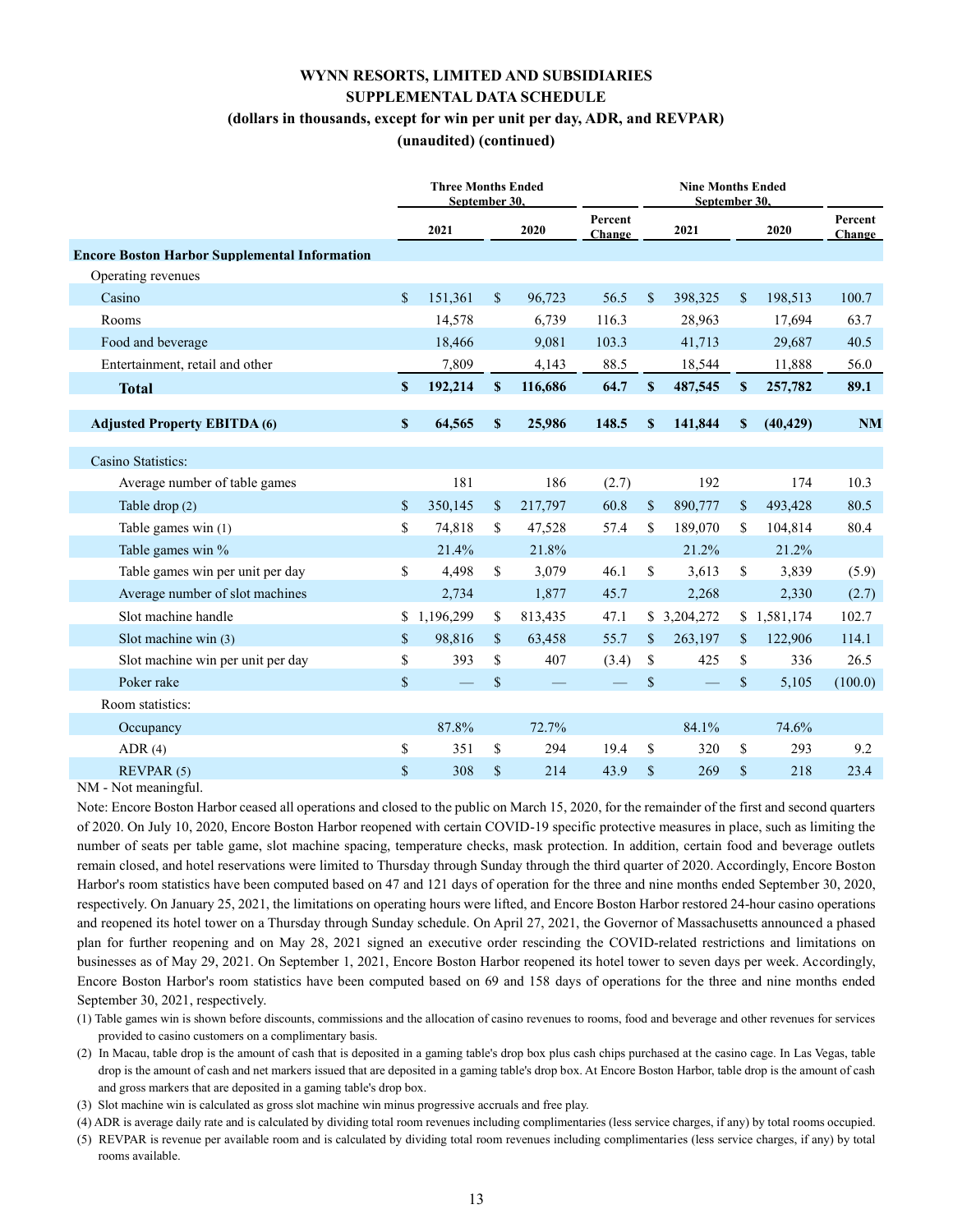# WYNN RESORTS, LIMITED AND SUBSIDIARIES
## SUPPLEMENTAL DATA SCHEDULE
### (dollars in thousands, except for win per unit per day, ADR, and REVPAR)
### (unaudited) (continued)

| | Three Months Ended September 30, | | | Nine Months Ended September 30, | | |
|---|---|---|---|---|---|---|
| | 2021 | 2020 | Percent Change | 2021 | 2020 | Percent Change |
| **Encore Boston Harbor Supplemental Information** | | | | | | |
| Operating revenues | | | | | | |
| Casino | $ 151,361 | $ 96,723 | 56.5 | $ 398,325 | $ 198,513 | 100.7 |
| Rooms | 14,578 | 6,739 | 116.3 | 28,963 | 17,694 | 63.7 |
| Food and beverage | 18,466 | 9,081 | 103.3 | 41,713 | 29,687 | 40.5 |
| Entertainment, retail and other | 7,809 | 4,143 | 88.5 | 18,544 | 11,888 | 56.0 |
| **Total** | **$ 192,214** | **$ 116,686** | **64.7** | **$ 487,545** | **$ 257,782** | **89.1** |
| | | | | | | |
| **Adjusted Property EBITDA (6)** | **$ 64,565** | **$ 25,986** | **148.5** | **$ 141,844** | **$ (40,429)** | **NM** |
| | | | | | | |
| Casino Statistics: | | | | | | |
| Average number of table games | 181 | 186 | (2.7) | 192 | 174 | 10.3 |
| Table drop (2) | $ 350,145 | $ 217,797 | 60.8 | $ 890,777 | $ 493,428 | 80.5 |
| Table games win (1) | $ 74,818 | $ 47,528 | 57.4 | $ 189,070 | $ 104,814 | 80.4 |
| Table games win % | 21.4% | 21.8% | | 21.2% | 21.2% | |
| Table games win per unit per day | $ 4,498 | $ 3,079 | 46.1 | $ 3,613 | $ 3,839 | (5.9) |
| Average number of slot machines | 2,734 | 1,877 | 45.7 | 2,268 | 2,330 | (2.7) |
| Slot machine handle | $ 1,196,299 | $ 813,435 | 47.1 | $ 3,204,272 | $ 1,581,174 | 102.7 |
| Slot machine win (3) | $ 98,816 | $ 63,458 | 55.7 | $ 263,197 | $ 122,906 | 114.1 |
| Slot machine win per unit per day | $ 393 | $ 407 | (3.4) | $ 425 | $ 336 | 26.5 |
| Poker rake | $ — | $ — | — | $ — | $ 5,105 | (100.0) |
| Room statistics: | | | | | | |
| Occupancy | 87.8% | 72.7% | | 84.1% | 74.6% | |
| ADR (4) | $ 351 | $ 294 | 19.4 | $ 320 | $ 293 | 9.2 |
| REVPAR (5) | $ 308 | $ 214 | 43.9 | $ 269 | $ 218 | 23.4 |

NM - Not meaningful.

Note: Encore Boston Harbor ceased all operations and closed to the public on March 15, 2020, for the remainder of the first and second quarters of 2020. On July 10, 2020, Encore Boston Harbor reopened with certain COVID-19 specific protective measures in place, such as limiting the number of seats per table game, slot machine spacing, temperature checks, mask protection. In addition, certain food and beverage outlets remain closed, and hotel reservations were limited to Thursday through Sunday through the third quarter of 2020. Accordingly, Encore Boston Harbor's room statistics have been computed based on 47 and 121 days of operation for the three and nine months ended September 30, 2020, respectively. On January 25, 2021, the limitations on operating hours were lifted, and Encore Boston Harbor restored 24-hour casino operations and reopened its hotel tower on a Thursday through Sunday schedule. On April 27, 2021, the Governor of Massachusetts announced a phased plan for further reopening and on May 28, 2021 signed an executive order rescinding the COVID-related restrictions and limitations on businesses as of May 29, 2021. On September 1, 2021, Encore Boston Harbor reopened its hotel tower to seven days per week. Accordingly, Encore Boston Harbor's room statistics have been computed based on 69 and 158 days of operations for the three and nine months ended September 30, 2021, respectively.

(1) Table games win is shown before discounts, commissions and the allocation of casino revenues to rooms, food and beverage and other revenues for services provided to casino customers on a complimentary basis.

(2) In Macau, table drop is the amount of cash that is deposited in a gaming table's drop box plus cash chips purchased at the casino cage. In Las Vegas, table drop is the amount of cash and net markers issued that are deposited in a gaming table's drop box. At Encore Boston Harbor, table drop is the amount of cash and gross markers that are deposited in a gaming table's drop box.

(3) Slot machine win is calculated as gross slot machine win minus progressive accruals and free play.

(4) ADR is average daily rate and is calculated by dividing total room revenues including complimentaries (less service charges, if any) by total rooms occupied.

(5) REVPAR is revenue per available room and is calculated by dividing total room revenues including complimentaries (less service charges, if any) by total rooms available.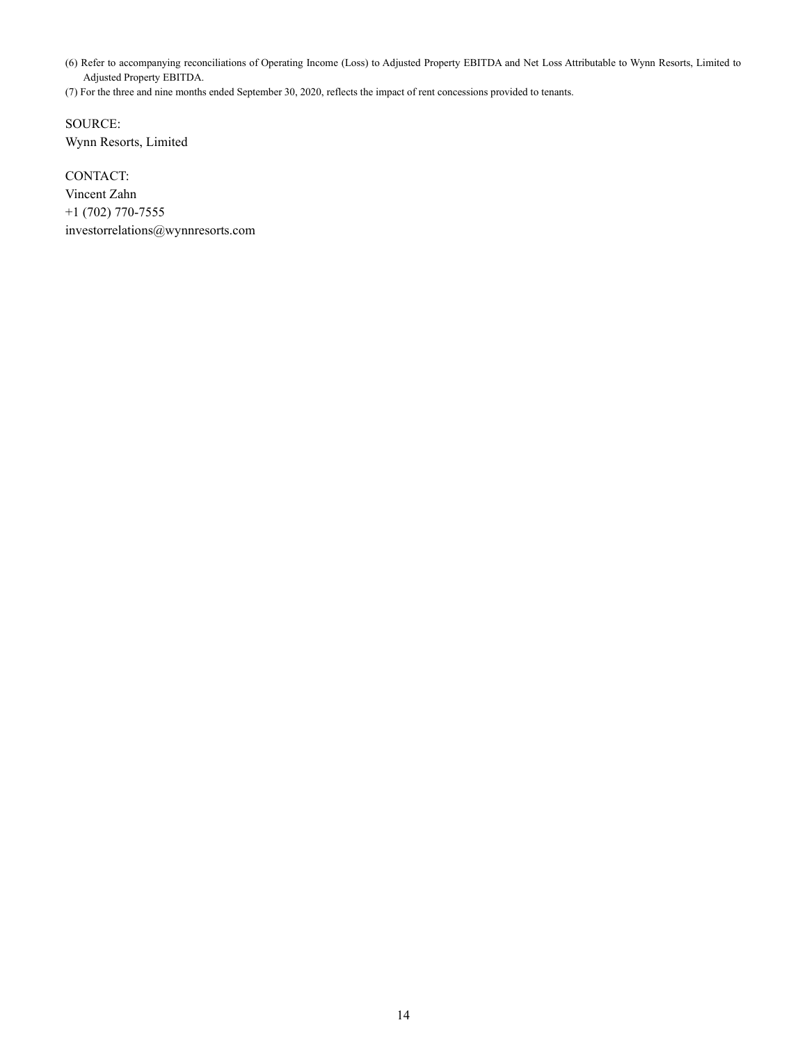(6) Refer to accompanying reconciliations of Operating Income (Loss) to Adjusted Property EBITDA and Net Loss Attributable to Wynn Resorts, Limited to Adjusted Property EBITDA.

(7) For the three and nine months ended September 30, 2020, reflects the impact of rent concessions provided to tenants.

SOURCE:
Wynn Resorts, Limited

CONTACT:
Vincent Zahn
+1 (702) 770-7555
investorrelations@wynnresorts.com